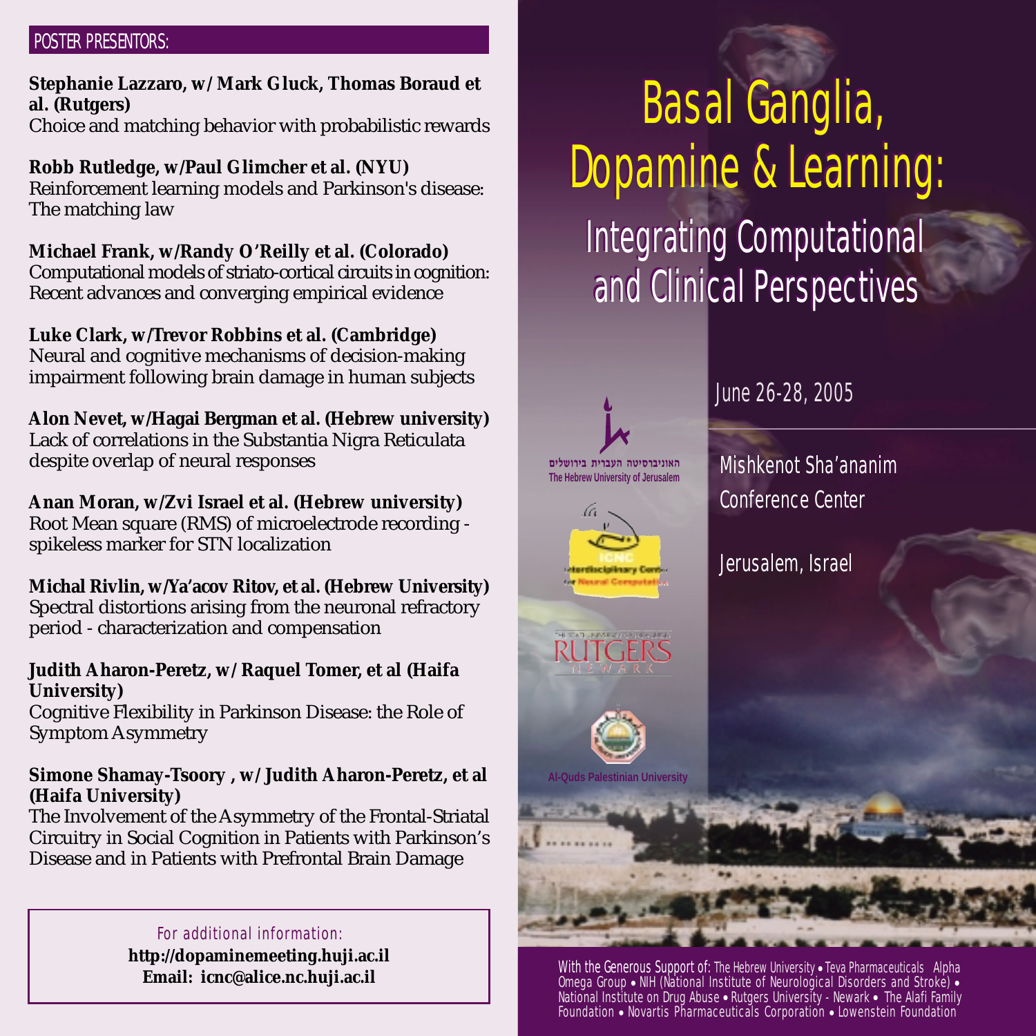## POSTER PRESENTORS:

**Stephanie Lazzaro, w/ Mark Gluck, Thomas Boraud et al. (Rutgers)**
Choice and matching behavior with probabilistic rewards

**Robb Rutledge, w/Paul Glimcher et al. (NYU)**
Reinforcement learning models and Parkinson's disease: The matching law

**Michael Frank, w/Randy O'Reilly et al. (Colorado)**
Computational models of striato-cortical circuits in cognition: Recent advances and converging empirical evidence

**Luke Clark, w/Trevor Robbins et al. (Cambridge)**
Neural and cognitive mechanisms of decision-making impairment following brain damage in human subjects

**Alon Nevet, w/Hagai Bergman et al. (Hebrew university)**
Lack of correlations in the Substantia Nigra Reticulata despite overlap of neural responses

**Anan Moran, w/Zvi Israel et al. (Hebrew university)**
Root Mean square (RMS) of microelectrode recording - spikeless marker for STN localization

**Michal Rivlin, w/Ya'acov Ritov, et al. (Hebrew University)**
Spectral distortions arising from the neuronal refractory period - characterization and compensation

**Judith Aharon-Peretz, w/ Raquel Tomer, et al (Haifa University)**
Cognitive Flexibility in Parkinson Disease: the Role of Symptom Asymmetry

**Simone Shamay-Tsoory , w/ Judith Aharon-Peretz, et al (Haifa University)**
The Involvement of the Asymmetry of the Frontal-Striatal Circuitry in Social Cognition in Patients with Parkinson's Disease and in Patients with Prefrontal Brain Damage

For additional information:
**http://dopaminemeeting.huji.ac.il**
**Email: icnc@alice.nc.huji.ac.il**

# Basal Ganglia, Dopamine & Learning:

## Integrating Computational and Clinical Perspectives

June 26-28, 2005

Mishkenot Sha'ananim Conference Center

Jerusalem, Israel

האוניברסיטה העברית בירושלים
The Hebrew University of Jerusalem

ICNC Interdisciplinary Center for Neural Computation

THE STATE UNIVERSITY OF NEW JERSEY RUTGERS NEWARK

Al-Quds Palestinian University

With the Generous Support of: The Hebrew University • Teva Pharmaceuticals Alpha Omega Group • NIH (National Institute of Neurological Disorders and Stroke) • National Institute on Drug Abuse • Rutgers University - Newark • The Alafi Family Foundation • Novartis Pharmaceuticals Corporation • Lowenstein Foundation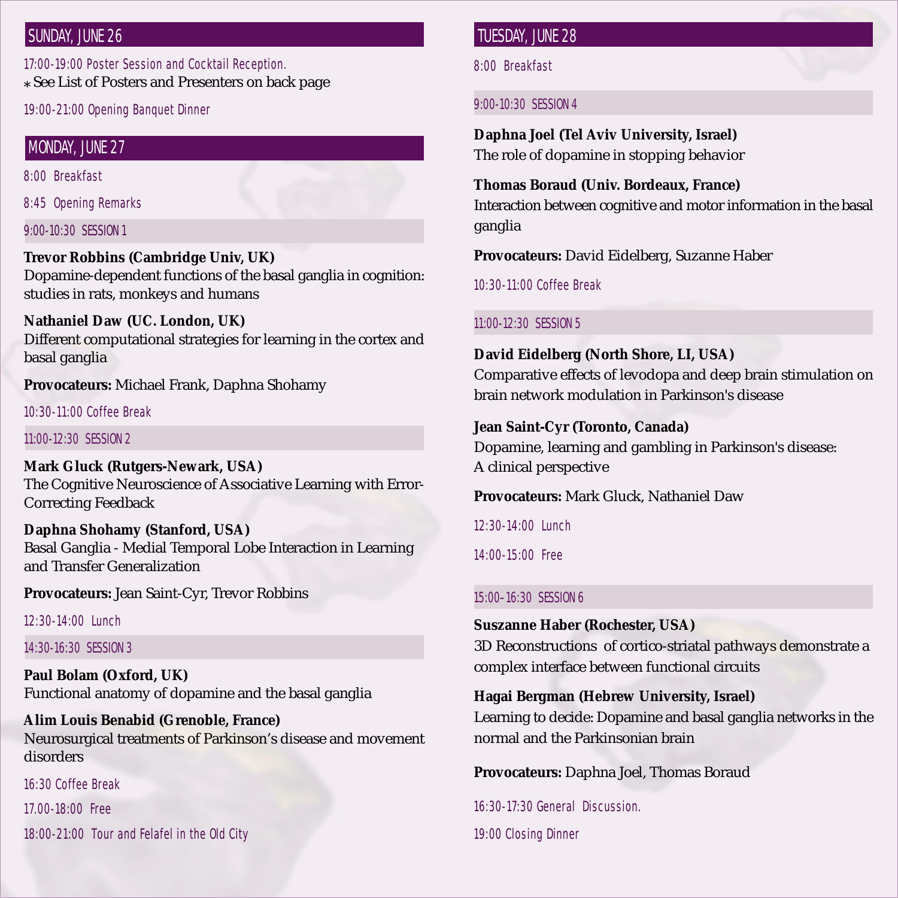## SUNDAY, JUNE 26

17:00-19:00 Poster Session and Cocktail Reception.

* See List of Posters and Presenters on back page

19:00-21:00 Opening Banquet Dinner

## MONDAY, JUNE 27

8:00 Breakfast

8:45 Opening Remarks

### 9:00-10:30 SESSION 1

**Trevor Robbins (Cambridge Univ, UK)**
Dopamine-dependent functions of the basal ganglia in cognition: studies in rats, monkeys and humans

**Nathaniel Daw (UC. London, UK)**
Different computational strategies for learning in the cortex and basal ganglia

**Provocateurs:** Michael Frank, Daphna Shohamy

10:30-11:00 Coffee Break

### 11:00-12:30 SESSION 2

**Mark Gluck (Rutgers-Newark, USA)**
The Cognitive Neuroscience of Associative Learning with Error-Correcting Feedback

**Daphna Shohamy (Stanford, USA)**
Basal Ganglia - Medial Temporal Lobe Interaction in Learning and Transfer Generalization

**Provocateurs:** Jean Saint-Cyr, Trevor Robbins

12:30-14:00 Lunch

### 14:30-16:30 SESSION 3

**Paul Bolam (Oxford, UK)**
Functional anatomy of dopamine and the basal ganglia

**Alim Louis Benabid (Grenoble, France)**
Neurosurgical treatments of Parkinson's disease and movement disorders

16:30 Coffee Break

17.00-18:00 Free

18:00-21:00 Tour and Felafel in the Old City

## TUESDAY, JUNE 28

8:00 Breakfast

### 9:00-10:30 SESSION 4

**Daphna Joel (Tel Aviv University, Israel)**
The role of dopamine in stopping behavior

**Thomas Boraud (Univ. Bordeaux, France)**
Interaction between cognitive and motor information in the basal ganglia

**Provocateurs:** David Eidelberg, Suzanne Haber

10:30-11:00 Coffee Break

### 11:00-12:30 SESSION 5

**David Eidelberg (North Shore, LI, USA)**
Comparative effects of levodopa and deep brain stimulation on brain network modulation in Parkinson's disease

**Jean Saint-Cyr (Toronto, Canada)**
Dopamine, learning and gambling in Parkinson's disease:
A clinical perspective

**Provocateurs:** Mark Gluck, Nathaniel Daw

12:30-14:00 Lunch

14:00-15:00 Free

### 15:00–16:30 SESSION 6

**Suszanne Haber (Rochester, USA)**
3D Reconstructions of cortico-striatal pathways demonstrate a complex interface between functional circuits

**Hagai Bergman (Hebrew University, Israel)**
Learning to decide: Dopamine and basal ganglia networks in the normal and the Parkinsonian brain

**Provocateurs:** Daphna Joel, Thomas Boraud

16:30-17:30 General Discussion.

19:00 Closing Dinner